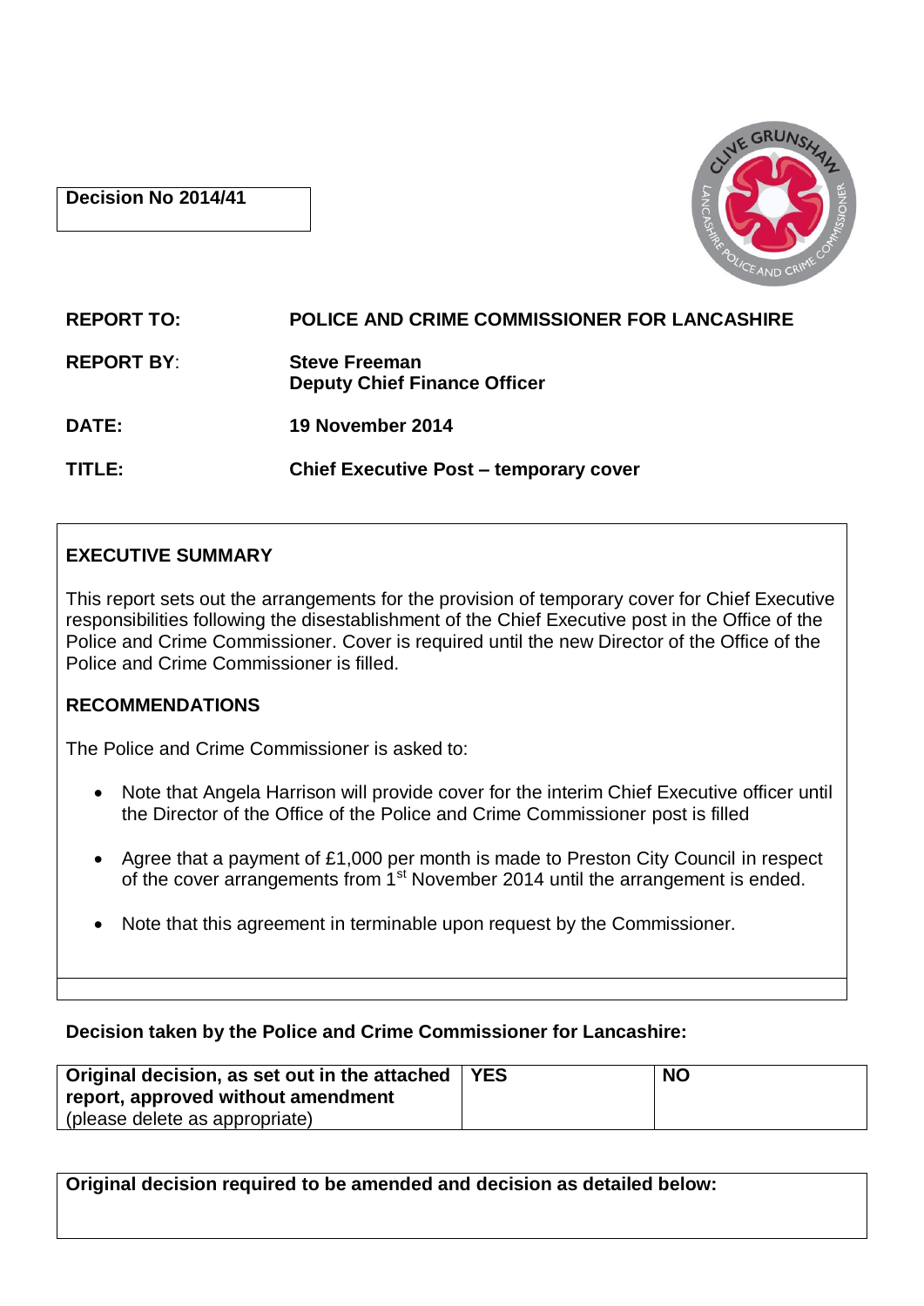**Decision No 2014/41**

| | |
|---|---|
| **REPORT TO:** | **POLICE AND CRIME COMMISSIONER FOR LANCASHIRE** |
| **REPORT BY:** | **Steve Freeman**<br>**Deputy Chief Finance Officer** |
| **DATE:** | **19 November 2014** |
| **TITLE:** | **Chief Executive Post – temporary cover** |

## EXECUTIVE SUMMARY

This report sets out the arrangements for the provision of temporary cover for Chief Executive responsibilities following the disestablishment of the Chief Executive post in the Office of the Police and Crime Commissioner. Cover is required until the new Director of the Office of the Police and Crime Commissioner is filled.

## RECOMMENDATIONS

The Police and Crime Commissioner is asked to:

- Note that Angela Harrison will provide cover for the interim Chief Executive officer until the Director of the Office of the Police and Crime Commissioner post is filled
- Agree that a payment of £1,000 per month is made to Preston City Council in respect of the cover arrangements from 1st November 2014 until the arrangement is ended.
- Note that this agreement in terminable upon request by the Commissioner.

**Decision taken by the Police and Crime Commissioner for Lancashire:**

| **Original decision, as set out in the attached report, approved without amendment** (please delete as appropriate) | **YES** | **NO** |
|---|---|---|

**Original decision required to be amended and decision as detailed below:**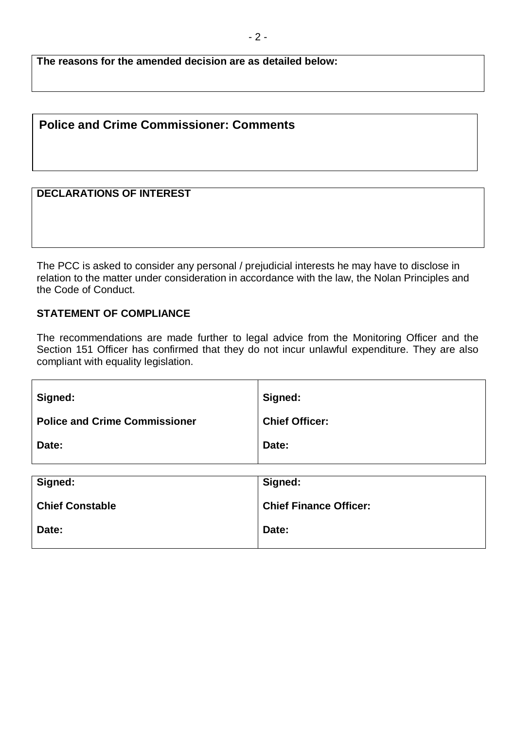**The reasons for the amended decision are as detailed below:**

## Police and Crime Commissioner: Comments

**DECLARATIONS OF INTEREST**

The PCC is asked to consider any personal / prejudicial interests he may have to disclose in relation to the matter under consideration in accordance with the law, the Nolan Principles and the Code of Conduct.

**STATEMENT OF COMPLIANCE**

The recommendations are made further to legal advice from the Monitoring Officer and the Section 151 Officer has confirmed that they do not incur unlawful expenditure. They are also compliant with equality legislation.

| | |
|---|---|
| **Signed:** | **Signed:** |
| **Police and Crime Commissioner** | **Chief Officer:** |
| **Date:** | **Date:** |

| | |
|---|---|
| **Signed:** | **Signed:** |
| **Chief Constable** | **Chief Finance Officer:** |
| **Date:** | **Date:** |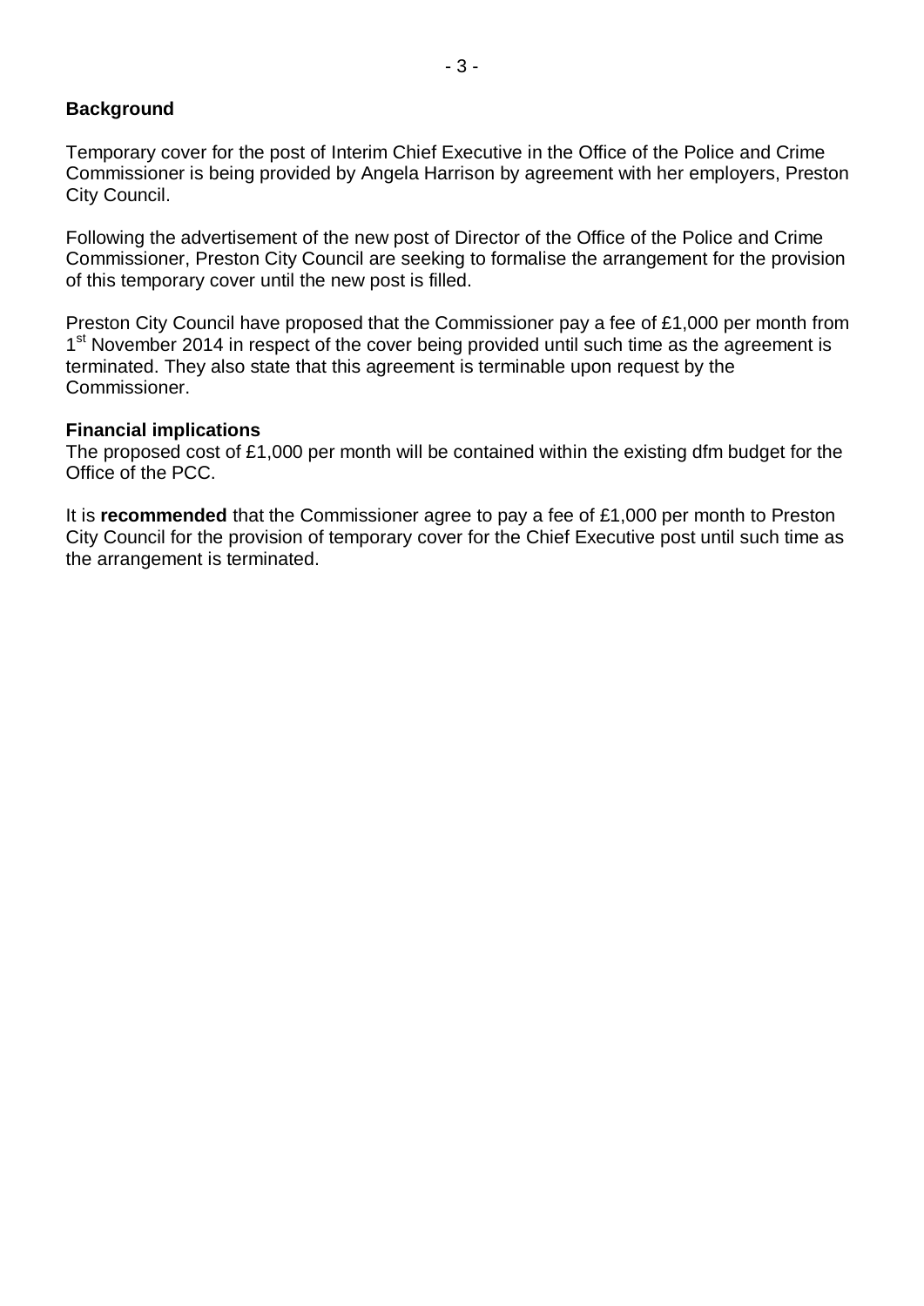**Background**

Temporary cover for the post of Interim Chief Executive in the Office of the Police and Crime Commissioner is being provided by Angela Harrison by agreement with her employers, Preston City Council.

Following the advertisement of the new post of Director of the Office of the Police and Crime Commissioner, Preston City Council are seeking to formalise the arrangement for the provision of this temporary cover until the new post is filled.

Preston City Council have proposed that the Commissioner pay a fee of £1,000 per month from 1st November 2014 in respect of the cover being provided until such time as the agreement is terminated. They also state that this agreement is terminable upon request by the Commissioner.

**Financial implications**

The proposed cost of £1,000 per month will be contained within the existing dfm budget for the Office of the PCC.

It is **recommended** that the Commissioner agree to pay a fee of £1,000 per month to Preston City Council for the provision of temporary cover for the Chief Executive post until such time as the arrangement is terminated.